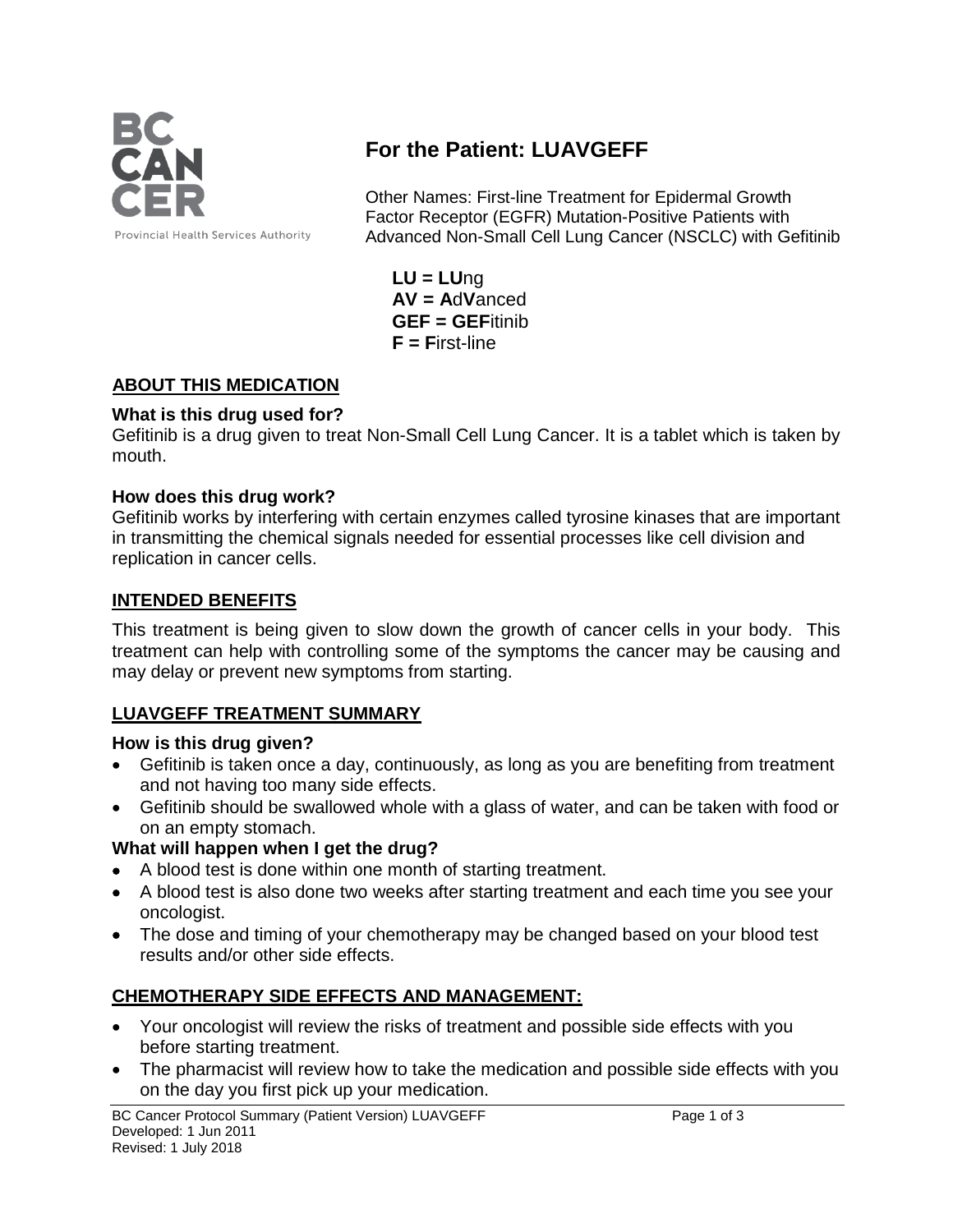BC CANCER

Provincial Health Services Authority

# For the Patient: LUAVGEFF

Other Names: First-line Treatment for Epidermal Growth Factor Receptor (EGFR) Mutation-Positive Patients with Advanced Non-Small Cell Lung Cancer (NSCLC) with Gefitinib

**LU = LU**ng
**AV = A**d**V**anced
**GEF = GEF**itinib
**F = F**irst-line

## ABOUT THIS MEDICATION

### What is this drug used for?

Gefitinib is a drug given to treat Non-Small Cell Lung Cancer. It is a tablet which is taken by mouth.

### How does this drug work?

Gefitinib works by interfering with certain enzymes called tyrosine kinases that are important in transmitting the chemical signals needed for essential processes like cell division and replication in cancer cells.

## INTENDED BENEFITS

This treatment is being given to slow down the growth of cancer cells in your body. This treatment can help with controlling some of the symptoms the cancer may be causing and may delay or prevent new symptoms from starting.

## LUAVGEFF TREATMENT SUMMARY

### How is this drug given?

- Gefitinib is taken once a day, continuously, as long as you are benefiting from treatment and not having too many side effects.
- Gefitinib should be swallowed whole with a glass of water, and can be taken with food or on an empty stomach.

### What will happen when I get the drug?

- A blood test is done within one month of starting treatment.
- A blood test is also done two weeks after starting treatment and each time you see your oncologist.
- The dose and timing of your chemotherapy may be changed based on your blood test results and/or other side effects.

## CHEMOTHERAPY SIDE EFFECTS AND MANAGEMENT:

- Your oncologist will review the risks of treatment and possible side effects with you before starting treatment.
- The pharmacist will review how to take the medication and possible side effects with you on the day you first pick up your medication.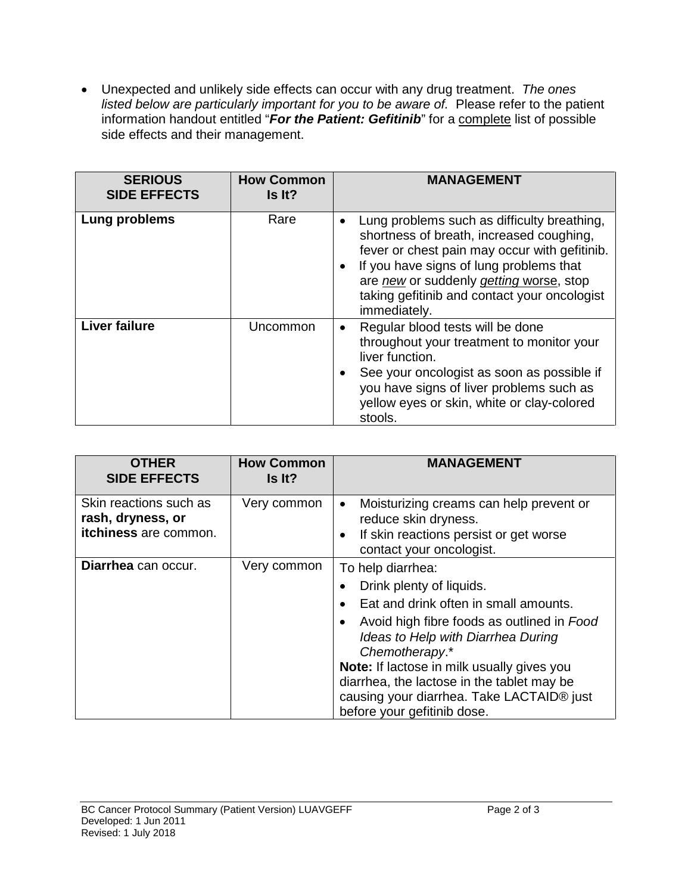- Unexpected and unlikely side effects can occur with any drug treatment. *The ones listed below are particularly important for you to be aware of.* Please refer to the patient information handout entitled "***For the Patient: Gefitinib***" for a complete list of possible side effects and their management.

| SERIOUS SIDE EFFECTS | How Common Is It? | MANAGEMENT |
|---|---|---|
| **Lung problems** | Rare | • Lung problems such as difficulty breathing, shortness of breath, increased coughing, fever or chest pain may occur with gefitinib. <br> • If you have signs of lung problems that are *new* or suddenly *getting* worse, stop taking gefitinib and contact your oncologist immediately. |
| **Liver failure** | Uncommon | • Regular blood tests will be done throughout your treatment to monitor your liver function. <br> • See your oncologist as soon as possible if you have signs of liver problems such as yellow eyes or skin, white or clay-colored stools. |

| OTHER SIDE EFFECTS | How Common Is It? | MANAGEMENT |
|---|---|---|
| Skin reactions such as **rash, dryness, or itchiness** are common. | Very common | • Moisturizing creams can help prevent or reduce skin dryness. <br> • If skin reactions persist or get worse contact your oncologist. |
| **Diarrhea** can occur. | Very common | To help diarrhea: <br> • Drink plenty of liquids. <br> • Eat and drink often in small amounts. <br> • Avoid high fibre foods as outlined in *Food Ideas to Help with Diarrhea During Chemotherapy*.* <br> **Note:** If lactose in milk usually gives you diarrhea, the lactose in the tablet may be causing your diarrhea. Take LACTAID® just before your gefitinib dose. |

BC Cancer Protocol Summary (Patient Version) LUAVGEFF
Developed: 1 Jun 2011
Revised: 1 July 2018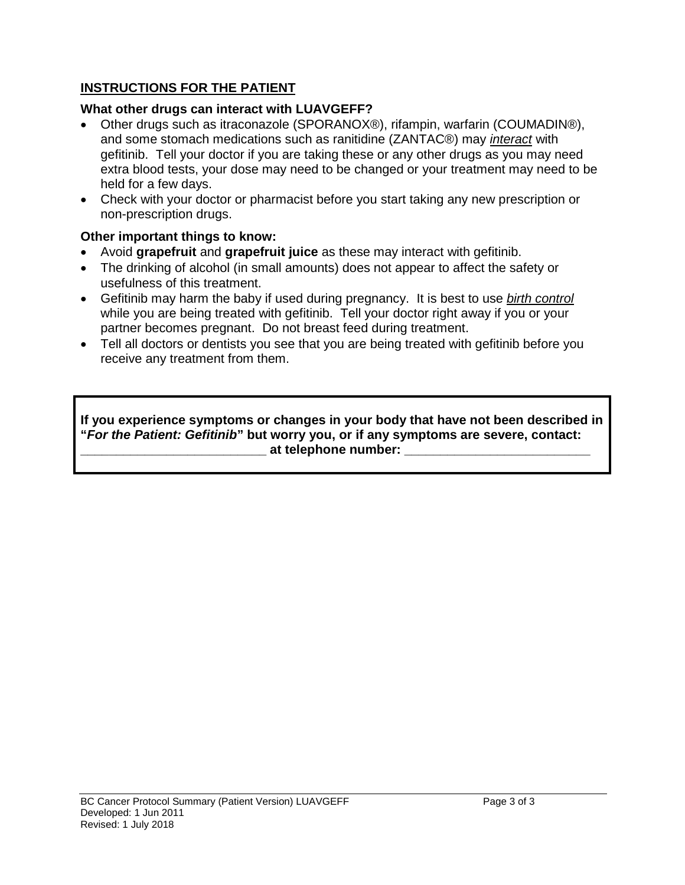## INSTRUCTIONS FOR THE PATIENT

### What other drugs can interact with LUAVGEFF?

- Other drugs such as itraconazole (SPORANOX®), rifampin, warfarin (COUMADIN®), and some stomach medications such as ranitidine (ZANTAC®) may *interact* with gefitinib. Tell your doctor if you are taking these or any other drugs as you may need extra blood tests, your dose may need to be changed or your treatment may need to be held for a few days.
- Check with your doctor or pharmacist before you start taking any new prescription or non-prescription drugs.

### Other important things to know:

- Avoid **grapefruit** and **grapefruit juice** as these may interact with gefitinib.
- The drinking of alcohol (in small amounts) does not appear to affect the safety or usefulness of this treatment.
- Gefitinib may harm the baby if used during pregnancy. It is best to use *birth control* while you are being treated with gefitinib. Tell your doctor right away if you or your partner becomes pregnant. Do not breast feed during treatment.
- Tell all doctors or dentists you see that you are being treated with gefitinib before you receive any treatment from them.

**If you experience symptoms or changes in your body that have not been described in "*For the Patient: Gefitinib*" but worry you, or if any symptoms are severe, contact: ___________________________ at telephone number: ___________________________**

BC Cancer Protocol Summary (Patient Version) LUAVGEFF
Developed: 1 Jun 2011
Revised: 1 July 2018